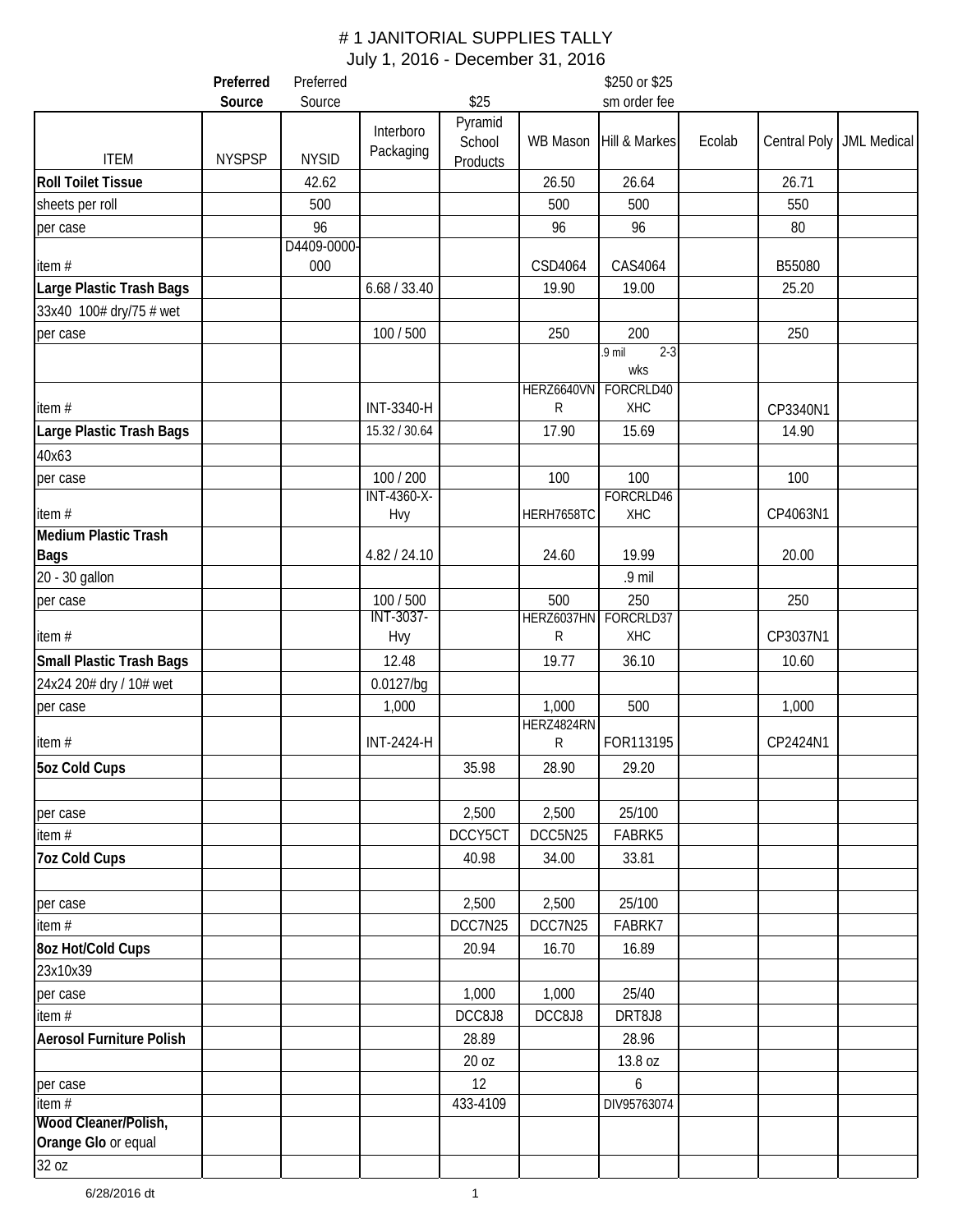# # 1 JANITORIAL SUPPLIES TALLY

July 1, 2016 - December 31, 2016

| ITEM | Preferred Source NYSPSP | Preferred Source NYSID | Interboro Packaging | $25 Pyramid School Products | WB Mason | $250 or $25 sm order fee Hill & Markes | Ecolab | Central Poly | JML Medical |
|---|---|---|---|---|---|---|---|---|---|
| **Roll Toilet Tissue** | | 42.62 | | | 26.50 | 26.64 | | 26.71 | |
| sheets per roll | | 500 | | | 500 | 500 | | 550 | |
| per case | | 96 | | | 96 | 96 | | 80 | |
| item # | | D4409-0000-000 | | | CSD4064 | CAS4064 | | B55080 | |
| **Large Plastic Trash Bags** | | | 6.68 / 33.40 | | 19.90 | 19.00 | | 25.20 | |
| 33x40 100# dry/75 # wet | | | | | | | | | |
| per case | | | 100 / 500 | | 250 | 200 | | 250 | |
| | | | | | | .9 mil 2-3 wks | | | |
| item # | | | INT-3340-H | | HERZ6640VNR | FORCRLD40XHC | | CP3340N1 | |
| **Large Plastic Trash Bags** | | | 15.32 / 30.64 | | 17.90 | 15.69 | | 14.90 | |
| 40x63 | | | | | | | | | |
| per case | | | 100 / 200 | | 100 | 100 | | 100 | |
| item # | | | INT-4360-X-Hvy | | HERH7658TC | FORCRLD46XHC | | CP4063N1 | |
| **Medium Plastic Trash Bags** | | | 4.82 / 24.10 | | 24.60 | 19.99 | | 20.00 | |
| 20 - 30 gallon | | | | | | .9 mil | | | |
| per case | | | 100 / 500 | | 500 | 250 | | 250 | |
| item # | | | INT-3037-Hvy | | HERZ6037HNR | FORCRLD37XHC | | CP3037N1 | |
| **Small Plastic Trash Bags** | | | 12.48 | | 19.77 | 36.10 | | 10.60 | |
| 24x24 20# dry / 10# wet | | | 0.0127/bg | | | | | | |
| per case | | | 1,000 | | 1,000 | 500 | | 1,000 | |
| item # | | | INT-2424-H | | HERZ4824RNR | FOR113195 | | CP2424N1 | |
| **5oz Cold Cups** | | | | 35.98 | 28.90 | 29.20 | | | |
| | | | | | | | | | |
| per case | | | | 2,500 | 2,500 | 25/100 | | | |
| item # | | | | DCCY5CT | DCC5N25 | FABRK5 | | | |
| **7oz Cold Cups** | | | | 40.98 | 34.00 | 33.81 | | | |
| | | | | | | | | | |
| per case | | | | 2,500 | 2,500 | 25/100 | | | |
| item # | | | | DCC7N25 | DCC7N25 | FABRK7 | | | |
| **8oz Hot/Cold Cups** | | | | 20.94 | 16.70 | 16.89 | | | |
| 23x10x39 | | | | | | | | | |
| per case | | | | 1,000 | 1,000 | 25/40 | | | |
| item # | | | | DCC8J8 | DCC8J8 | DRT8J8 | | | |
| **Aerosol Furniture Polish** | | | | 28.89 | | 28.96 | | | |
| | | | | 20 oz | | 13.8 oz | | | |
| per case | | | | 12 | | 6 | | | |
| item # | | | | 433-4109 | | DIV95763074 | | | |
| **Wood Cleaner/Polish, Orange Glo** or equal | | | | | | | | | |
| 32 oz | | | | | | | | | |

6/28/2016 dt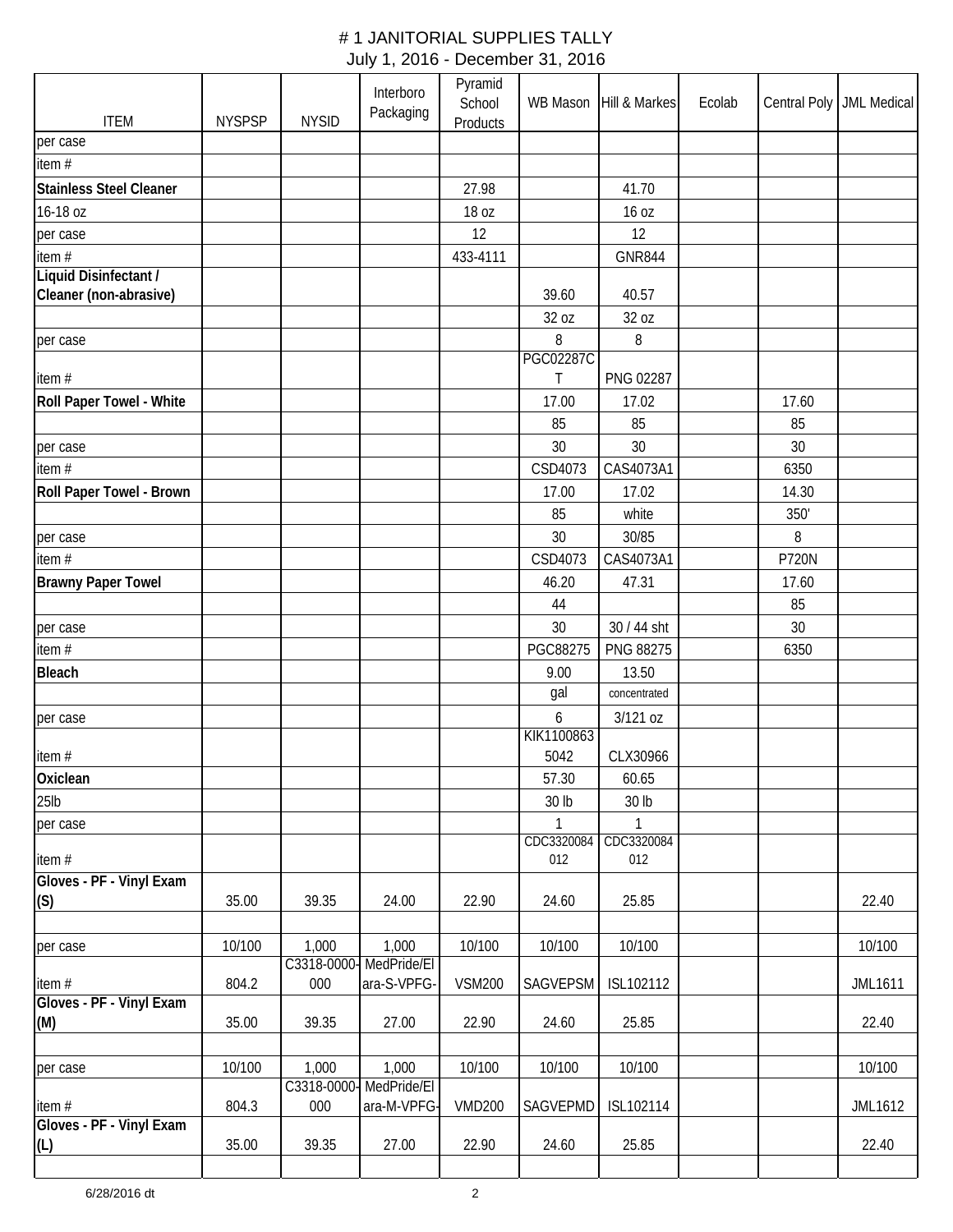# # 1 JANITORIAL SUPPLIES TALLY
July 1, 2016 - December 31, 2016

| ITEM | NYSPSP | NYSID | Interboro Packaging | Pyramid School Products | WB Mason | Hill & Markes | Ecolab | Central Poly | JML Medical |
|---|---|---|---|---|---|---|---|---|---|
| per case | | | | | | | | | |
| item # | | | | | | | | | |
| **Stainless Steel Cleaner** | | | | 27.98 | | 41.70 | | | |
| 16-18 oz | | | | 18 oz | | 16 oz | | | |
| per case | | | | 12 | | 12 | | | |
| item # | | | | 433-4111 | | GNR844 | | | |
| **Liquid Disinfectant / Cleaner (non-abrasive)** | | | | | 39.60 | 40.57 | | | |
| | | | | | 32 oz | 32 oz | | | |
| per case | | | | | 8 | 8 | | | |
| item # | | | | | PGC02287CT | PNG 02287 | | | |
| **Roll Paper Towel - White** | | | | | 17.00 | 17.02 | | 17.60 | |
| | | | | | 85 | 85 | | 85 | |
| per case | | | | | 30 | 30 | | 30 | |
| item # | | | | | CSD4073 | CAS4073A1 | | 6350 | |
| **Roll Paper Towel - Brown** | | | | | 17.00 | 17.02 | | 14.30 | |
| | | | | | 85 | white | | 350' | |
| per case | | | | | 30 | 30/85 | | 8 | |
| item # | | | | | CSD4073 | CAS4073A1 | | P720N | |
| **Brawny Paper Towel** | | | | | 46.20 | 47.31 | | 17.60 | |
| | | | | | 44 | | | 85 | |
| per case | | | | | 30 | 30 / 44 sht | | 30 | |
| item # | | | | | PGC88275 | PNG 88275 | | 6350 | |
| **Bleach** | | | | | 9.00 | 13.50 | | | |
| | | | | | gal | concentrated | | | |
| per case | | | | | 6 | 3/121 oz | | | |
| item # | | | | | KIK11008635042 | CLX30966 | | | |
| **Oxiclean** | | | | | 57.30 | 60.65 | | | |
| 25lb | | | | | 30 lb | 30 lb | | | |
| per case | | | | | 1 | 1 | | | |
| item # | | | | | CDC3320084012 | CDC3320084012 | | | |
| **Gloves - PF - Vinyl Exam (S)** | 35.00 | 39.35 | 24.00 | 22.90 | 24.60 | 25.85 | | | 22.40 |
| | | | | | | | | | |
| per case | 10/100 | 1,000 | 1,000 | 10/100 | 10/100 | 10/100 | | | 10/100 |
| item # | 804.2 | C3318-0000-000 | MedPride/Elara-S-VPFG- | VSM200 | SAGVEPSM | ISL102112 | | | JML1611 |
| **Gloves - PF - Vinyl Exam (M)** | 35.00 | 39.35 | 27.00 | 22.90 | 24.60 | 25.85 | | | 22.40 |
| | | | | | | | | | |
| per case | 10/100 | 1,000 | 1,000 | 10/100 | 10/100 | 10/100 | | | 10/100 |
| item # | 804.3 | C3318-0000-000 | MedPride/Elara-M-VPFG- | VMD200 | SAGVEPMD | ISL102114 | | | JML1612 |
| **Gloves - PF - Vinyl Exam (L)** | 35.00 | 39.35 | 27.00 | 22.90 | 24.60 | 25.85 | | | 22.40 |
| | | | | | | | | | |

6/28/2016 dt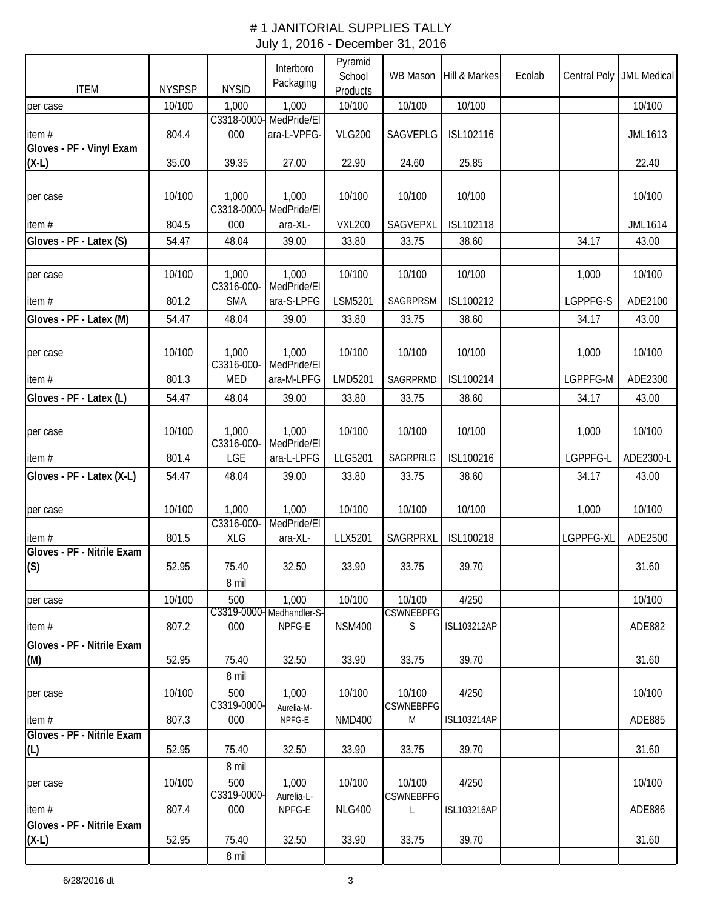# # 1 JANITORIAL SUPPLIES TALLY

July 1, 2016 - December 31, 2016

| ITEM | NYSPSP | NYSID | Interboro Packaging | Pyramid School Products | WB Mason | Hill & Markes | Ecolab | Central Poly | JML Medical |
|---|---|---|---|---|---|---|---|---|---|
| per case | 10/100 | 1,000 | 1,000 | 10/100 | 10/100 | 10/100 | | | 10/100 |
| item # | 804.4 | C3318-0000-000 | MedPride/Elara-L-VPFG- | VLG200 | SAGVEPLG | ISL102116 | | | JML1613 |
| **Gloves - PF - Vinyl Exam (X-L)** | 35.00 | 39.35 | 27.00 | 22.90 | 24.60 | 25.85 | | | 22.40 |
| | | | | | | | | | |
| per case | 10/100 | 1,000 | 1,000 | 10/100 | 10/100 | 10/100 | | | 10/100 |
| item # | 804.5 | C3318-0000-000 | MedPride/Elara-XL- | VXL200 | SAGVEPXL | ISL102118 | | | JML1614 |
| **Gloves - PF - Latex (S)** | 54.47 | 48.04 | 39.00 | 33.80 | 33.75 | 38.60 | | 34.17 | 43.00 |
| | | | | | | | | | |
| per case | 10/100 | 1,000 | 1,000 | 10/100 | 10/100 | 10/100 | | 1,000 | 10/100 |
| item # | 801.2 | C3316-000-SMA | MedPride/Elara-S-LPFG | LSM5201 | SAGRPRSM | ISL100212 | | LGPPFG-S | ADE2100 |
| **Gloves - PF - Latex (M)** | 54.47 | 48.04 | 39.00 | 33.80 | 33.75 | 38.60 | | 34.17 | 43.00 |
| | | | | | | | | | |
| per case | 10/100 | 1,000 | 1,000 | 10/100 | 10/100 | 10/100 | | 1,000 | 10/100 |
| item # | 801.3 | C3316-000-MED | MedPride/Elara-M-LPFG | LMD5201 | SAGRPRMD | ISL100214 | | LGPPFG-M | ADE2300 |
| **Gloves - PF - Latex (L)** | 54.47 | 48.04 | 39.00 | 33.80 | 33.75 | 38.60 | | 34.17 | 43.00 |
| | | | | | | | | | |
| per case | 10/100 | 1,000 | 1,000 | 10/100 | 10/100 | 10/100 | | 1,000 | 10/100 |
| item # | 801.4 | C3316-000-LGE | MedPride/Elara-L-LPFG | LLG5201 | SAGRPRLG | ISL100216 | | LGPPFG-L | ADE2300-L |
| **Gloves - PF - Latex (X-L)** | 54.47 | 48.04 | 39.00 | 33.80 | 33.75 | 38.60 | | 34.17 | 43.00 |
| | | | | | | | | | |
| per case | 10/100 | 1,000 | 1,000 | 10/100 | 10/100 | 10/100 | | 1,000 | 10/100 |
| item # | 801.5 | C3316-000-XLG | MedPride/Elara-XL- | LLX5201 | SAGRPRXL | ISL100218 | | LGPPFG-XL | ADE2500 |
| **Gloves - PF - Nitrile Exam (S)** | 52.95 | 75.40 | 32.50 | 33.90 | 33.75 | 39.70 | | | 31.60 |
| | | 8 mil | | | | | | | |
| per case | 10/100 | 500 | 1,000 | 10/100 | 10/100 | 4/250 | | | 10/100 |
| item # | 807.2 | C3319-0000-000 | Medhandler-S-NPFG-E | NSM400 | CSWNEBPFGS | ISL103212AP | | | ADE882 |
| **Gloves - PF - Nitrile Exam (M)** | 52.95 | 75.40 | 32.50 | 33.90 | 33.75 | 39.70 | | | 31.60 |
| | | 8 mil | | | | | | | |
| per case | 10/100 | 500 | 1,000 | 10/100 | 10/100 | 4/250 | | | 10/100 |
| item # | 807.3 | C3319-0000-000 | Aurelia-M-NPFG-E | NMD400 | CSWNEBPFGM | ISL103214AP | | | ADE885 |
| **Gloves - PF - Nitrile Exam (L)** | 52.95 | 75.40 | 32.50 | 33.90 | 33.75 | 39.70 | | | 31.60 |
| | | 8 mil | | | | | | | |
| per case | 10/100 | 500 | 1,000 | 10/100 | 10/100 | 4/250 | | | 10/100 |
| item # | 807.4 | C3319-0000-000 | Aurelia-L-NPFG-E | NLG400 | CSWNEBPFGL | ISL103216AP | | | ADE886 |
| **Gloves - PF - Nitrile Exam (X-L)** | 52.95 | 75.40 | 32.50 | 33.90 | 33.75 | 39.70 | | | 31.60 |
| | | 8 mil | | | | | | | |

6/28/2016 dt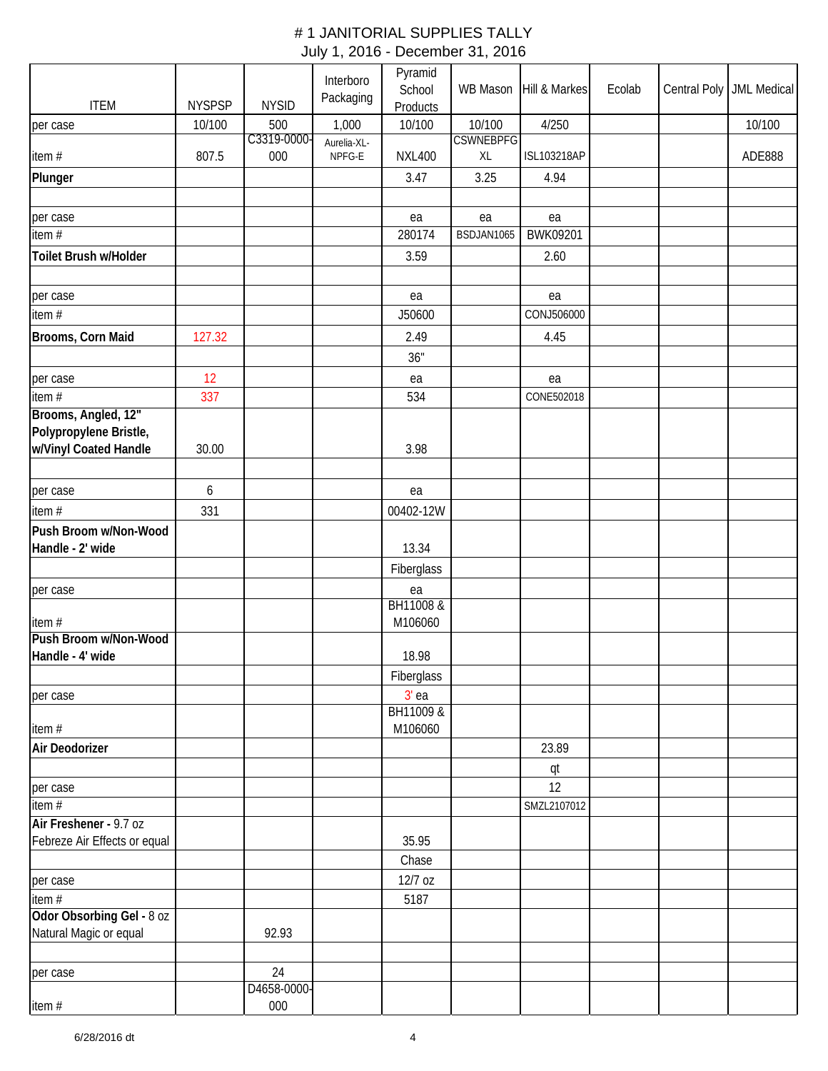# # 1 JANITORIAL SUPPLIES TALLY

July 1, 2016 - December 31, 2016

| ITEM | NYSPSP | NYSID | Interboro Packaging | Pyramid School Products | WB Mason | Hill & Markes | Ecolab | Central Poly | JML Medical |
|---|---|---|---|---|---|---|---|---|---|
| per case | 10/100 | 500 | 1,000 | 10/100 | 10/100 | 4/250 | | | 10/100 |
| item # | 807.5 | C3319-0000-000 | Aurelia-XL-NPFG-E | NXL400 | CSWNEBPFGXL | ISL103218AP | | | ADE888 |
| **Plunger** | | | | 3.47 | 3.25 | 4.94 | | | |
| | | | | | | | | | |
| per case | | | | ea | ea | ea | | | |
| item # | | | | 280174 | BSDJAN1065 | BWK09201 | | | |
| **Toilet Brush w/Holder** | | | | 3.59 | | 2.60 | | | |
| | | | | | | | | | |
| per case | | | | ea | | ea | | | |
| item # | | | | J50600 | | CONJ506000 | | | |
| **Brooms, Corn Maid** | 127.32 | | | 2.49 | | 4.45 | | | |
| | | | | 36" | | | | | |
| per case | 12 | | | ea | | ea | | | |
| item # | 337 | | | 534 | | CONE502018 | | | |
| **Brooms, Angled, 12" Polypropylene Bristle, w/Vinyl Coated Handle** | 30.00 | | | 3.98 | | | | | |
| | | | | | | | | | |
| per case | 6 | | | ea | | | | | |
| item # | 331 | | | 00402-12W | | | | | |
| **Push Broom w/Non-Wood Handle - 2' wide** | | | | 13.34 | | | | | |
| | | | | Fiberglass | | | | | |
| per case | | | | ea | | | | | |
| item # | | | | BH11008 & M106060 | | | | | |
| **Push Broom w/Non-Wood Handle - 4' wide** | | | | 18.98 | | | | | |
| | | | | Fiberglass | | | | | |
| per case | | | | 3' ea | | | | | |
| item # | | | | BH11009 & M106060 | | | | | |
| **Air Deodorizer** | | | | | | 23.89 | | | |
| | | | | | | qt | | | |
| per case | | | | | | 12 | | | |
| item # | | | | | | SMZL2107012 | | | |
| **Air Freshener -** 9.7 oz Febreze Air Effects or equal | | | | 35.95 | | | | | |
| | | | | Chase | | | | | |
| per case | | | | 12/7 oz | | | | | |
| item # | | | | 5187 | | | | | |
| **Odor Absorbing Gel -** 8 oz Natural Magic or equal | | 92.93 | | | | | | | |
| | | | | | | | | | |
| per case | | 24 | | | | | | | |
| item # | | D4658-0000-000 | | | | | | | |

6/28/2016 dt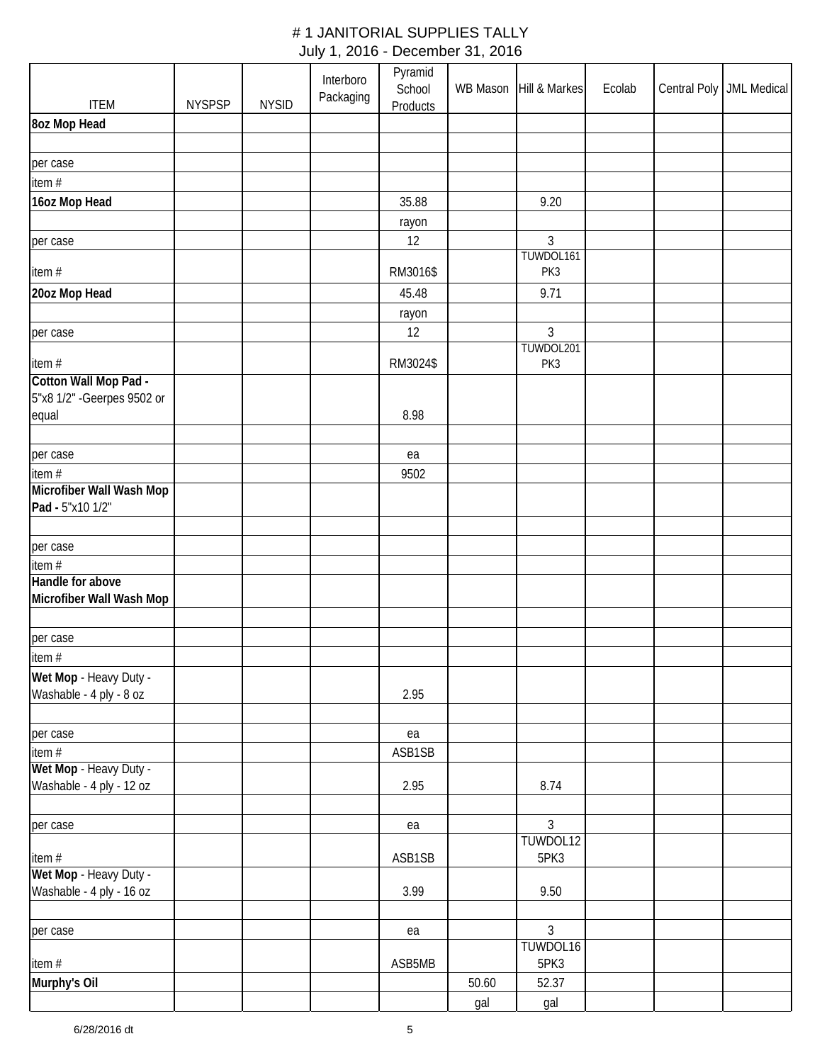# # 1 JANITORIAL SUPPLIES TALLY

July 1, 2016 - December 31, 2016

| ITEM | NYSPSP | NYSID | Interboro Packaging | Pyramid School Products | WB Mason | Hill & Markes | Ecolab | Central Poly | JML Medical |
|---|---|---|---|---|---|---|---|---|---|
| **8oz Mop Head** | | | | | | | | | |
| | | | | | | | | | |
| per case | | | | | | | | | |
| item # | | | | | | | | | |
| **16oz Mop Head** | | | | 35.88 | | 9.20 | | | |
| | | | | rayon | | | | | |
| per case | | | | 12 | | 3 | | | |
| item # | | | | RM3016$ | | TUWDOL161PK3 | | | |
| **20oz Mop Head** | | | | 45.48 | | 9.71 | | | |
| | | | | rayon | | | | | |
| per case | | | | 12 | | 3 | | | |
| item # | | | | RM3024$ | | TUWDOL201PK3 | | | |
| **Cotton Wall Mop Pad -** 5"x8 1/2" -Geerpes 9502 or equal | | | | 8.98 | | | | | |
| | | | | | | | | | |
| per case | | | | ea | | | | | |
| item # | | | | 9502 | | | | | |
| **Microfiber Wall Wash Mop Pad -** 5"x10 1/2" | | | | | | | | | |
| | | | | | | | | | |
| per case | | | | | | | | | |
| item # | | | | | | | | | |
| **Handle for above Microfiber Wall Wash Mop** | | | | | | | | | |
| | | | | | | | | | |
| per case | | | | | | | | | |
| item # | | | | | | | | | |
| **Wet Mop** - Heavy Duty - Washable - 4 ply - 8 oz | | | | 2.95 | | | | | |
| | | | | | | | | | |
| per case | | | | ea | | | | | |
| item # | | | | ASB1SB | | | | | |
| **Wet Mop** - Heavy Duty - Washable - 4 ply - 12 oz | | | | 2.95 | | 8.74 | | | |
| | | | | | | | | | |
| per case | | | | ea | | 3 | | | |
| item # | | | | ASB1SB | | TUWDOL125PK3 | | | |
| **Wet Mop** - Heavy Duty - Washable - 4 ply - 16 oz | | | | 3.99 | | 9.50 | | | |
| | | | | | | | | | |
| per case | | | | ea | | 3 | | | |
| item # | | | | ASB5MB | | TUWDOL165PK3 | | | |
| **Murphy's Oil** | | | | | 50.60 | 52.37 | | | |
| | | | | | gal | gal | | | |

6/28/2016 dt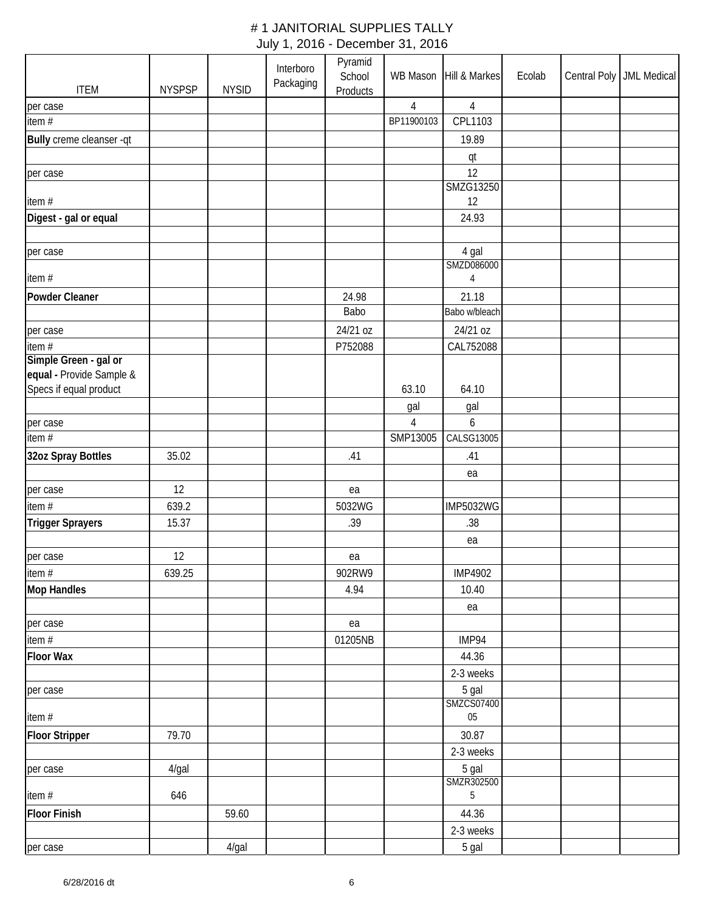# # 1 JANITORIAL SUPPLIES TALLY

July 1, 2016 - December 31, 2016

| ITEM | NYSPSP | NYSID | Interboro Packaging | Pyramid School Products | WB Mason | Hill & Markes | Ecolab | Central Poly | JML Medical |
|---|---|---|---|---|---|---|---|---|---|
| per case | | | | | 4 | 4 | | | |
| item # | | | | | BP11900103 | CPL1103 | | | |
| **Bully** creme cleanser -qt | | | | | | 19.89 | | | |
| | | | | | | qt | | | |
| per case | | | | | | 12 | | | |
| item # | | | | | | SMZG1325012 | | | |
| **Digest - gal or equal** | | | | | | 24.93 | | | |
| | | | | | | | | | |
| per case | | | | | | 4 gal | | | |
| item # | | | | | | SMZD0860004 | | | |
| **Powder Cleaner** | | | | 24.98 | | 21.18 | | | |
| | | | | Babo | | Babo w/bleach | | | |
| per case | | | | 24/21 oz | | 24/21 oz | | | |
| item # | | | | P752088 | | CAL752088 | | | |
| **Simple Green - gal or equal -** Provide Sample & Specs if equal product | | | | | 63.10 | 64.10 | | | |
| | | | | | gal | gal | | | |
| per case | | | | | 4 | 6 | | | |
| item # | | | | | SMP13005 | CALSG13005 | | | |
| **32oz Spray Bottles** | 35.02 | | | .41 | | .41 | | | |
| | | | | | | ea | | | |
| per case | 12 | | | ea | | | | | |
| item # | 639.2 | | | 5032WG | | IMP5032WG | | | |
| **Trigger Sprayers** | 15.37 | | | .39 | | .38 | | | |
| | | | | | | ea | | | |
| per case | 12 | | | ea | | | | | |
| item # | 639.25 | | | 902RW9 | | IMP4902 | | | |
| **Mop Handles** | | | | 4.94 | | 10.40 | | | |
| | | | | | | ea | | | |
| per case | | | | ea | | | | | |
| item # | | | | 01205NB | | IMP94 | | | |
| **Floor Wax** | | | | | | 44.36 | | | |
| | | | | | | 2-3 weeks | | | |
| per case | | | | | | 5 gal | | | |
| item # | | | | | | SMZCS0740005 | | | |
| **Floor Stripper** | 79.70 | | | | | 30.87 | | | |
| | | | | | | 2-3 weeks | | | |
| per case | 4/gal | | | | | 5 gal | | | |
| item # | 646 | | | | | SMZR3025005 | | | |
| **Floor Finish** | | 59.60 | | | | 44.36 | | | |
| | | | | | | 2-3 weeks | | | |
| per case | | 4/gal | | | | 5 gal | | | |

6/28/2016 dt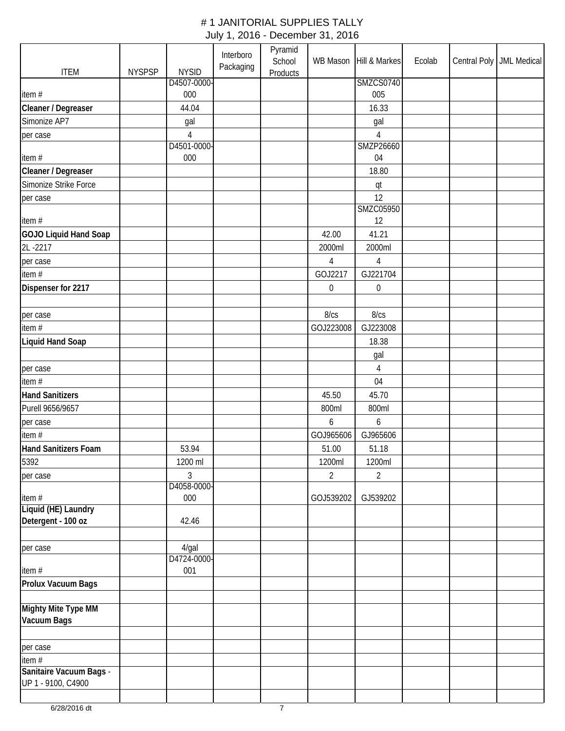# # 1 JANITORIAL SUPPLIES TALLY

July 1, 2016 - December 31, 2016

| ITEM | NYSPSP | NYSID | Interboro Packaging | Pyramid School Products | WB Mason | Hill & Markes | Ecolab | Central Poly | JML Medical |
|---|---|---|---|---|---|---|---|---|---|
| item # | | D4507-0000-000 | | | | SMZCS0740005 | | | |
| **Cleaner / Degreaser** | | 44.04 | | | | 16.33 | | | |
| Simonize AP7 | | gal | | | | gal | | | |
| per case | | 4 | | | | 4 | | | |
| item # | | D4501-0000-000 | | | | SMZP2666004 | | | |
| **Cleaner / Degreaser** | | | | | | 18.80 | | | |
| Simonize Strike Force | | | | | | qt | | | |
| per case | | | | | | 12 | | | |
| item # | | | | | | SMZC0595012 | | | |
| **GOJO Liquid Hand Soap** | | | | | 42.00 | 41.21 | | | |
| 2L -2217 | | | | | 2000ml | 2000ml | | | |
| per case | | | | | 4 | 4 | | | |
| item # | | | | | GOJ2217 | GJ221704 | | | |
| **Dispenser for 2217** | | | | | 0 | 0 | | | |
| | | | | | | | | | |
| per case | | | | | 8/cs | 8/cs | | | |
| item # | | | | | GOJ223008 | GJ223008 | | | |
| **Liquid Hand Soap** | | | | | | 18.38 | | | |
| | | | | | | gal | | | |
| per case | | | | | | 4 | | | |
| item # | | | | | | 04 | | | |
| **Hand Sanitizers** | | | | | 45.50 | 45.70 | | | |
| Purell 9656/9657 | | | | | 800ml | 800ml | | | |
| per case | | | | | 6 | 6 | | | |
| item # | | | | | GOJ965606 | GJ965606 | | | |
| **Hand Sanitizers Foam** | | 53.94 | | | 51.00 | 51.18 | | | |
| 5392 | | 1200 ml | | | 1200ml | 1200ml | | | |
| per case | | 3 | | | 2 | 2 | | | |
| item # | | D4058-0000-000 | | | GOJ539202 | GJ539202 | | | |
| **Liquid (HE) Laundry Detergent - 100 oz** | | 42.46 | | | | | | | |
| | | | | | | | | | |
| per case | | 4/gal | | | | | | | |
| item # | | D4724-0000-001 | | | | | | | |
| **Prolux Vacuum Bags** | | | | | | | | | |
| | | | | | | | | | |
| **Mighty Mite Type MM Vacuum Bags** | | | | | | | | | |
| | | | | | | | | | |
| per case | | | | | | | | | |
| item # | | | | | | | | | |
| **Sanitaire Vacuum Bags** - UP 1 - 9100, C4900 | | | | | | | | | |
| | | | | | | | | | |

6/28/2016 dt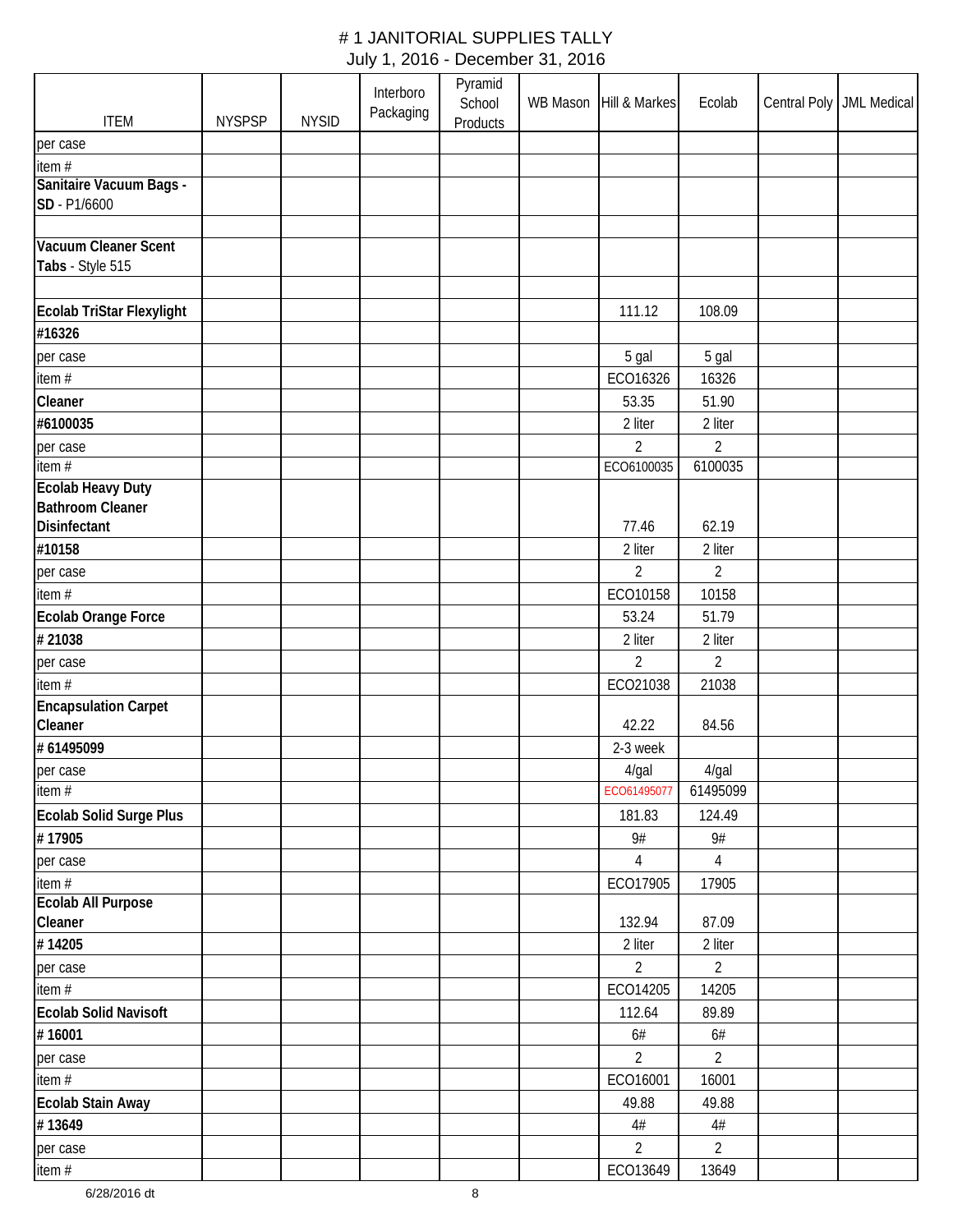# # 1 JANITORIAL SUPPLIES TALLY

July 1, 2016 - December 31, 2016

| ITEM | NYSPSP | NYSID | Interboro Packaging | Pyramid School Products | WB Mason | Hill & Markes | Ecolab | Central Poly | JML Medical |
|---|---|---|---|---|---|---|---|---|---|
| per case | | | | | | | | | |
| item # | | | | | | | | | |
| **Sanitaire Vacuum Bags - SD** - P1/6600 | | | | | | | | | |
| | | | | | | | | | |
| **Vacuum Cleaner Scent Tabs** - Style 515 | | | | | | | | | |
| | | | | | | | | | |
| **Ecolab TriStar Flexylight** | | | | | | 111.12 | 108.09 | | |
| **#16326** | | | | | | | | | |
| per case | | | | | | 5 gal | 5 gal | | |
| item # | | | | | | ECO16326 | 16326 | | |
| **Cleaner** | | | | | | 53.35 | 51.90 | | |
| **#6100035** | | | | | | 2 liter | 2 liter | | |
| per case | | | | | | 2 | 2 | | |
| item # | | | | | | ECO6100035 | 6100035 | | |
| **Ecolab Heavy Duty Bathroom Cleaner Disinfectant** | | | | | | 77.46 | 62.19 | | |
| **#10158** | | | | | | 2 liter | 2 liter | | |
| per case | | | | | | 2 | 2 | | |
| item # | | | | | | ECO10158 | 10158 | | |
| **Ecolab Orange Force** | | | | | | 53.24 | 51.79 | | |
| **# 21038** | | | | | | 2 liter | 2 liter | | |
| per case | | | | | | 2 | 2 | | |
| item # | | | | | | ECO21038 | 21038 | | |
| **Encapsulation Carpet Cleaner** | | | | | | 42.22 | 84.56 | | |
| **# 61495099** | | | | | | 2-3 week | | | |
| per case | | | | | | 4/gal | 4/gal | | |
| item # | | | | | | ECO61495077 | 61495099 | | |
| **Ecolab Solid Surge Plus** | | | | | | 181.83 | 124.49 | | |
| **# 17905** | | | | | | 9# | 9# | | |
| per case | | | | | | 4 | 4 | | |
| item # | | | | | | ECO17905 | 17905 | | |
| **Ecolab All Purpose Cleaner** | | | | | | 132.94 | 87.09 | | |
| **# 14205** | | | | | | 2 liter | 2 liter | | |
| per case | | | | | | 2 | 2 | | |
| item # | | | | | | ECO14205 | 14205 | | |
| **Ecolab Solid Navisoft** | | | | | | 112.64 | 89.89 | | |
| **# 16001** | | | | | | 6# | 6# | | |
| per case | | | | | | 2 | 2 | | |
| item # | | | | | | ECO16001 | 16001 | | |
| **Ecolab Stain Away** | | | | | | 49.88 | 49.88 | | |
| **# 13649** | | | | | | 4# | 4# | | |
| per case | | | | | | 2 | 2 | | |
| item # | | | | | | ECO13649 | 13649 | | |

6/28/2016 dt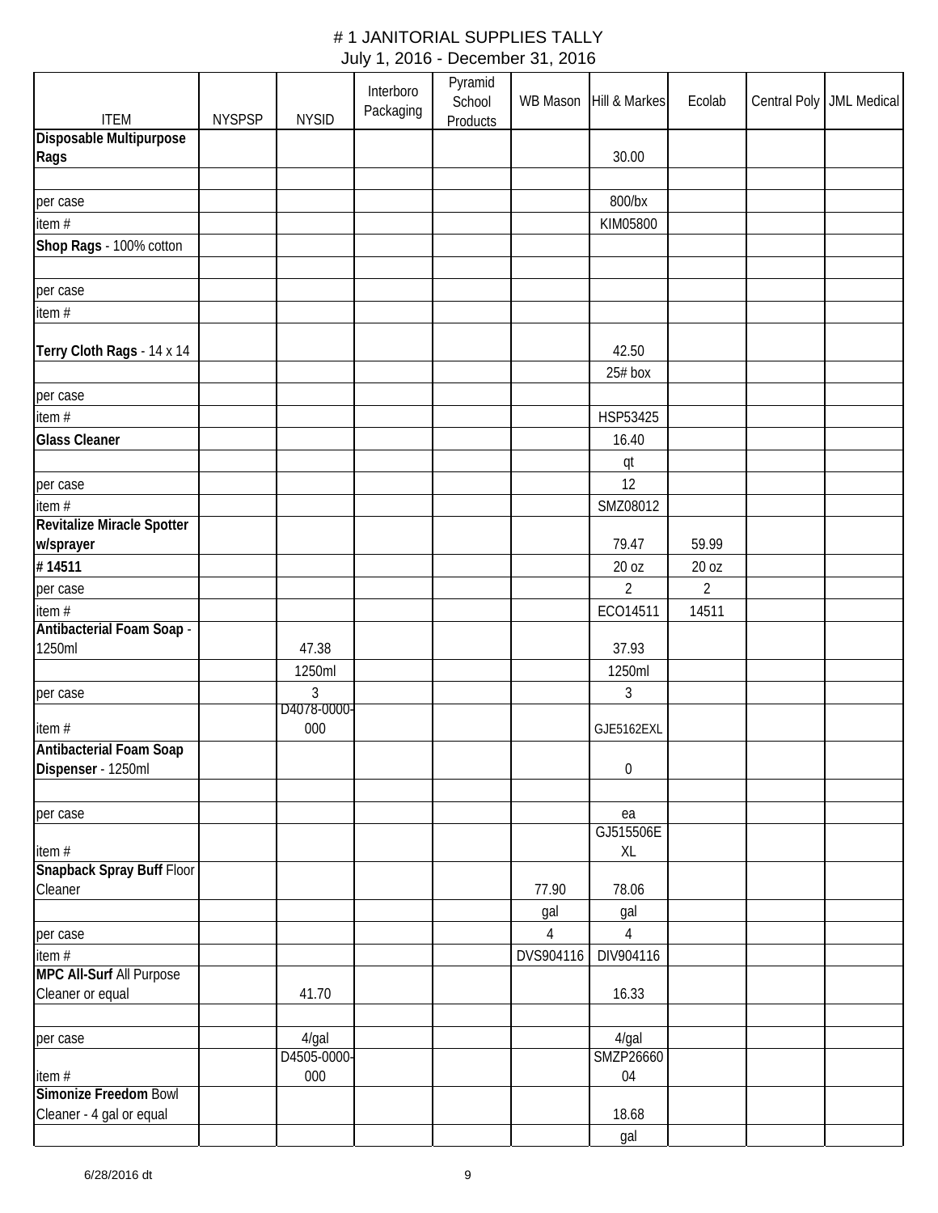# # 1 JANITORIAL SUPPLIES TALLY

## July 1, 2016 - December 31, 2016

| ITEM | NYSPSP | NYSID | Interboro Packaging | Pyramid School Products | WB Mason | Hill & Markes | Ecolab | Central Poly | JML Medical |
|---|---|---|---|---|---|---|---|---|---|
| **Disposable Multipurpose Rags** | | | | | | 30.00 | | | |
| | | | | | | | | | |
| per case | | | | | | 800/bx | | | |
| item # | | | | | | KIM05800 | | | |
| **Shop Rags** - 100% cotton | | | | | | | | | |
| | | | | | | | | | |
| per case | | | | | | | | | |
| item # | | | | | | | | | |
| **Terry Cloth Rags** - 14 x 14 | | | | | | 42.50 | | | |
| | | | | | | 25# box | | | |
| per case | | | | | | | | | |
| item # | | | | | | HSP53425 | | | |
| **Glass Cleaner** | | | | | | 16.40 | | | |
| | | | | | | qt | | | |
| per case | | | | | | 12 | | | |
| item # | | | | | | SMZ08012 | | | |
| **Revitalize Miracle Spotter w/sprayer** | | | | | | 79.47 | 59.99 | | |
| **# 14511** | | | | | | 20 oz | 20 oz | | |
| per case | | | | | | 2 | 2 | | |
| item # | | | | | | ECO14511 | 14511 | | |
| **Antibacterial Foam Soap** - 1250ml | | 47.38 | | | | 37.93 | | | |
| | | 1250ml | | | | 1250ml | | | |
| per case | | 3 | | | | 3 | | | |
| item # | | D4078-0000-000 | | | | GJE5162EXL | | | |
| **Antibacterial Foam Soap Dispenser** - 1250ml | | | | | | 0 | | | |
| | | | | | | | | | |
| per case | | | | | | ea | | | |
| item # | | | | | | GJ515506EXL | | | |
| **Snapback Spray Buff** Floor Cleaner | | | | | 77.90 | 78.06 | | | |
| | | | | | gal | gal | | | |
| per case | | | | | 4 | 4 | | | |
| item # | | | | | DVS904116 | DIV904116 | | | |
| **MPC All-Surf** All Purpose Cleaner or equal | | 41.70 | | | | 16.33 | | | |
| | | | | | | | | | |
| per case | | 4/gal | | | | 4/gal | | | |
| item # | | D4505-0000-000 | | | | SMZP2666004 | | | |
| **Simonize Freedom** Bowl Cleaner - 4 gal or equal | | | | | | 18.68 | | | |
| | | | | | | gal | | | |

6/28/2016 dt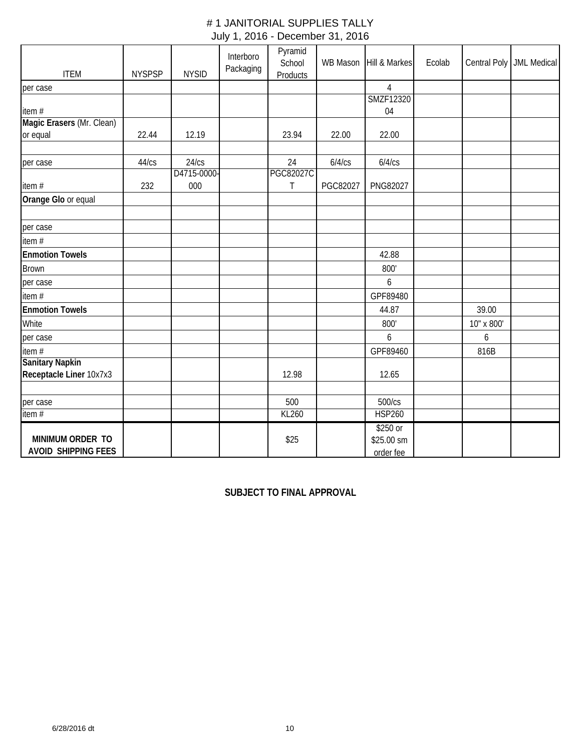# # 1 JANITORIAL SUPPLIES TALLY

July 1, 2016 - December 31, 2016

| ITEM | NYSPSP | NYSID | Interboro Packaging | Pyramid School Products | WB Mason | Hill & Markes | Ecolab | Central Poly | JML Medical |
|---|---|---|---|---|---|---|---|---|---|
| per case | | | | | | 4 | | | |
| item # | | | | | | SMZF1232004 | | | |
| **Magic Erasers** (Mr. Clean) or equal | 22.44 | 12.19 | | 23.94 | 22.00 | 22.00 | | | |
| | | | | | | | | | |
| per case | 44/cs | 24/cs | | 24 | 6/4/cs | 6/4/cs | | | |
| item # | 232 | D4715-0000-000 | | PGC82027CT | PGC82027 | PNG82027 | | | |
| **Orange Glo** or equal | | | | | | | | | |
| | | | | | | | | | |
| per case | | | | | | | | | |
| item # | | | | | | | | | |
| **Enmotion Towels** | | | | | | 42.88 | | | |
| Brown | | | | | | 800' | | | |
| per case | | | | | | 6 | | | |
| item # | | | | | | GPF89480 | | | |
| **Enmotion Towels** | | | | | | 44.87 | | 39.00 | |
| White | | | | | | 800' | | 10" x 800' | |
| per case | | | | | | 6 | | 6 | |
| item # | | | | | | GPF89460 | | 816B | |
| **Sanitary Napkin Receptacle Liner** 10x7x3 | | | | 12.98 | | 12.65 | | | |
| | | | | | | | | | |
| per case | | | | 500 | | 500/cs | | | |
| item # | | | | KL260 | | HSP260 | | | |
| **MINIMUM ORDER TO AVOID SHIPPING FEES** | | | | $25 | | $250 or $25.00 sm order fee | | | |

**SUBJECT TO FINAL APPROVAL**

6/28/2016 dt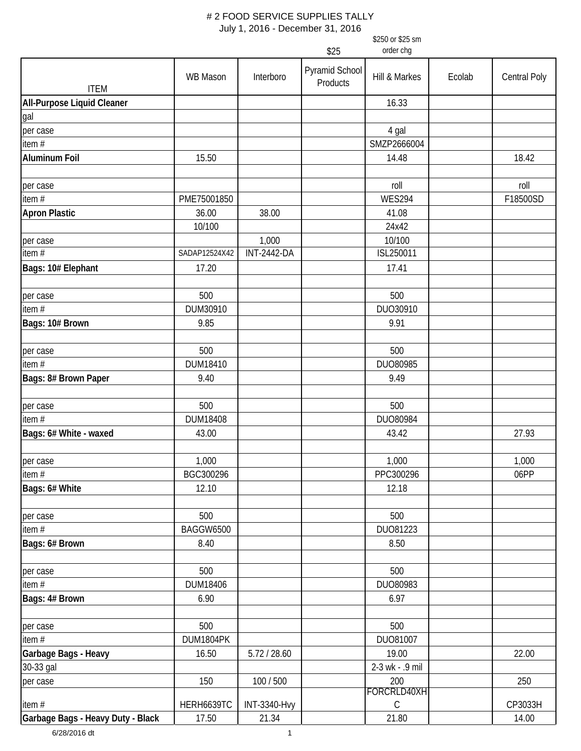# # 2 FOOD SERVICE SUPPLIES TALLY

July 1, 2016 - December 31, 2016

| ITEM | WB Mason | Interboro | Pyramid School Products | Hill & Markes | Ecolab | Central Poly |
|---|---|---|---|---|---|---|
| | | | $25 | $250 or $25 sm order chg | | |
| **All-Purpose Liquid Cleaner** | | | | 16.33 | | |
| gal | | | | | | |
| per case | | | | 4 gal | | |
| item # | | | | SMZP2666004 | | |
| **Aluminum Foil** | 15.50 | | | 14.48 | | 18.42 |
| | | | | | | |
| per case | | | | roll | | roll |
| item # | PME75001850 | | | WES294 | | F18500SD |
| **Apron Plastic** | 36.00 | 38.00 | | 41.08 | | |
| | 10/100 | | | 24x42 | | |
| per case | | 1,000 | | 10/100 | | |
| item # | SADAP12524X42 | INT-2442-DA | | ISL250011 | | |
| **Bags: 10# Elephant** | 17.20 | | | 17.41 | | |
| | | | | | | |
| per case | 500 | | | 500 | | |
| item # | DUM30910 | | | DUO30910 | | |
| **Bags: 10# Brown** | 9.85 | | | 9.91 | | |
| | | | | | | |
| per case | 500 | | | 500 | | |
| item # | DUM18410 | | | DUO80985 | | |
| **Bags: 8# Brown Paper** | 9.40 | | | 9.49 | | |
| | | | | | | |
| per case | 500 | | | 500 | | |
| item # | DUM18408 | | | DUO80984 | | |
| **Bags: 6# White - waxed** | 43.00 | | | 43.42 | | 27.93 |
| | | | | | | |
| per case | 1,000 | | | 1,000 | | 1,000 |
| item # | BGC300296 | | | PPC300296 | | 06PP |
| **Bags: 6# White** | 12.10 | | | 12.18 | | |
| | | | | | | |
| per case | 500 | | | 500 | | |
| item # | BAGGW6500 | | | DUO81223 | | |
| **Bags: 6# Brown** | 8.40 | | | 8.50 | | |
| | | | | | | |
| per case | 500 | | | 500 | | |
| item # | DUM18406 | | | DUO80983 | | |
| **Bags: 4# Brown** | 6.90 | | | 6.97 | | |
| | | | | | | |
| per case | 500 | | | 500 | | |
| item # | DUM1804PK | | | DUO81007 | | |
| **Garbage Bags - Heavy** | 16.50 | 5.72 / 28.60 | | 19.00 | | 22.00 |
| 30-33 gal | | | | 2-3 wk - .9 mil | | |
| per case | 150 | 100 / 500 | | 200 | | 250 |
| item # | HERH6639TC | INT-3340-Hvy | | FORCRLD40XHC | | CP3033H |
| **Garbage Bags - Heavy Duty - Black** | 17.50 | 21.34 | | 21.80 | | 14.00 |

6/28/2016 dt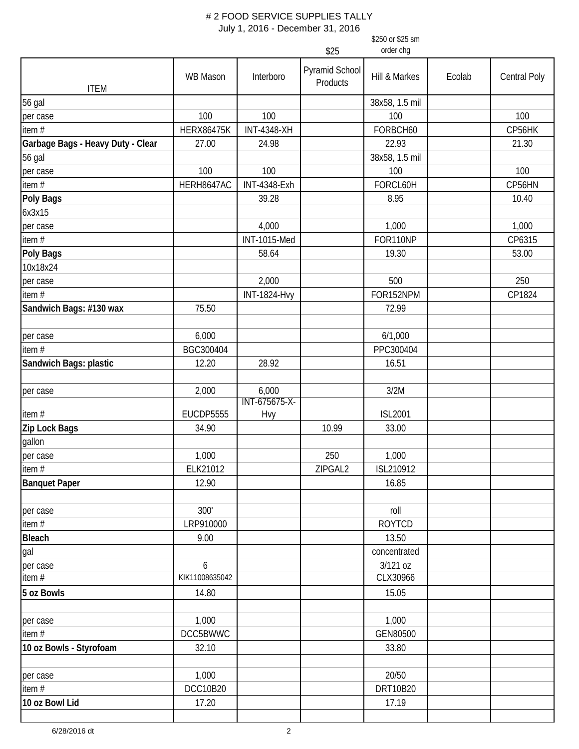# # 2 FOOD SERVICE SUPPLIES TALLY

July 1, 2016 - December 31, 2016

| ITEM | WB Mason | Interboro | Pyramid School Products ($25) | Hill & Markes ($250 or $25 sm order chg) | Ecolab | Central Poly |
|---|---|---|---|---|---|---|
| 56 gal | | | | 38x58, 1.5 mil | | |
| per case | 100 | 100 | | 100 | | 100 |
| item # | HERX86475K | INT-4348-XH | | FORBCH60 | | CP56HK |
| **Garbage Bags - Heavy Duty - Clear** | 27.00 | 24.98 | | 22.93 | | 21.30 |
| 56 gal | | | | 38x58, 1.5 mil | | |
| per case | 100 | 100 | | 100 | | 100 |
| item # | HERH8647AC | INT-4348-Exh | | FORCL60H | | CP56HN |
| **Poly Bags** | | 39.28 | | 8.95 | | 10.40 |
| 6x3x15 | | | | | | |
| per case | | 4,000 | | 1,000 | | 1,000 |
| item # | | INT-1015-Med | | FOR110NP | | CP6315 |
| **Poly Bags** | | 58.64 | | 19.30 | | 53.00 |
| 10x18x24 | | | | | | |
| per case | | 2,000 | | 500 | | 250 |
| item # | | INT-1824-Hvy | | FOR152NPM | | CP1824 |
| **Sandwich Bags: #130 wax** | 75.50 | | | 72.99 | | |
| | | | | | | |
| per case | 6,000 | | | 6/1,000 | | |
| item # | BGC300404 | | | PPC300404 | | |
| **Sandwich Bags: plastic** | 12.20 | 28.92 | | 16.51 | | |
| | | | | | | |
| per case | 2,000 | 6,000 | | 3/2M | | |
| item # | EUCDP5555 | INT-675675-X-Hvy | | ISL2001 | | |
| **Zip Lock Bags** | 34.90 | | 10.99 | 33.00 | | |
| gallon | | | | | | |
| per case | 1,000 | | 250 | 1,000 | | |
| item # | ELK21012 | | ZIPGAL2 | ISL210912 | | |
| **Banquet Paper** | 12.90 | | | 16.85 | | |
| | | | | | | |
| per case | 300' | | | roll | | |
| item # | LRP910000 | | | ROYTCD | | |
| **Bleach** | 9.00 | | | 13.50 | | |
| gal | | | | concentrated | | |
| per case | 6 | | | 3/121 oz | | |
| item # | KIK11008635042 | | | CLX30966 | | |
| **5 oz Bowls** | 14.80 | | | 15.05 | | |
| | | | | | | |
| per case | 1,000 | | | 1,000 | | |
| item # | DCC5BWWC | | | GEN80500 | | |
| **10 oz Bowls - Styrofoam** | 32.10 | | | 33.80 | | |
| | | | | | | |
| per case | 1,000 | | | 20/50 | | |
| item # | DCC10B20 | | | DRT10B20 | | |
| **10 oz Bowl Lid** | 17.20 | | | 17.19 | | |
| | | | | | | |

6/28/2016 dt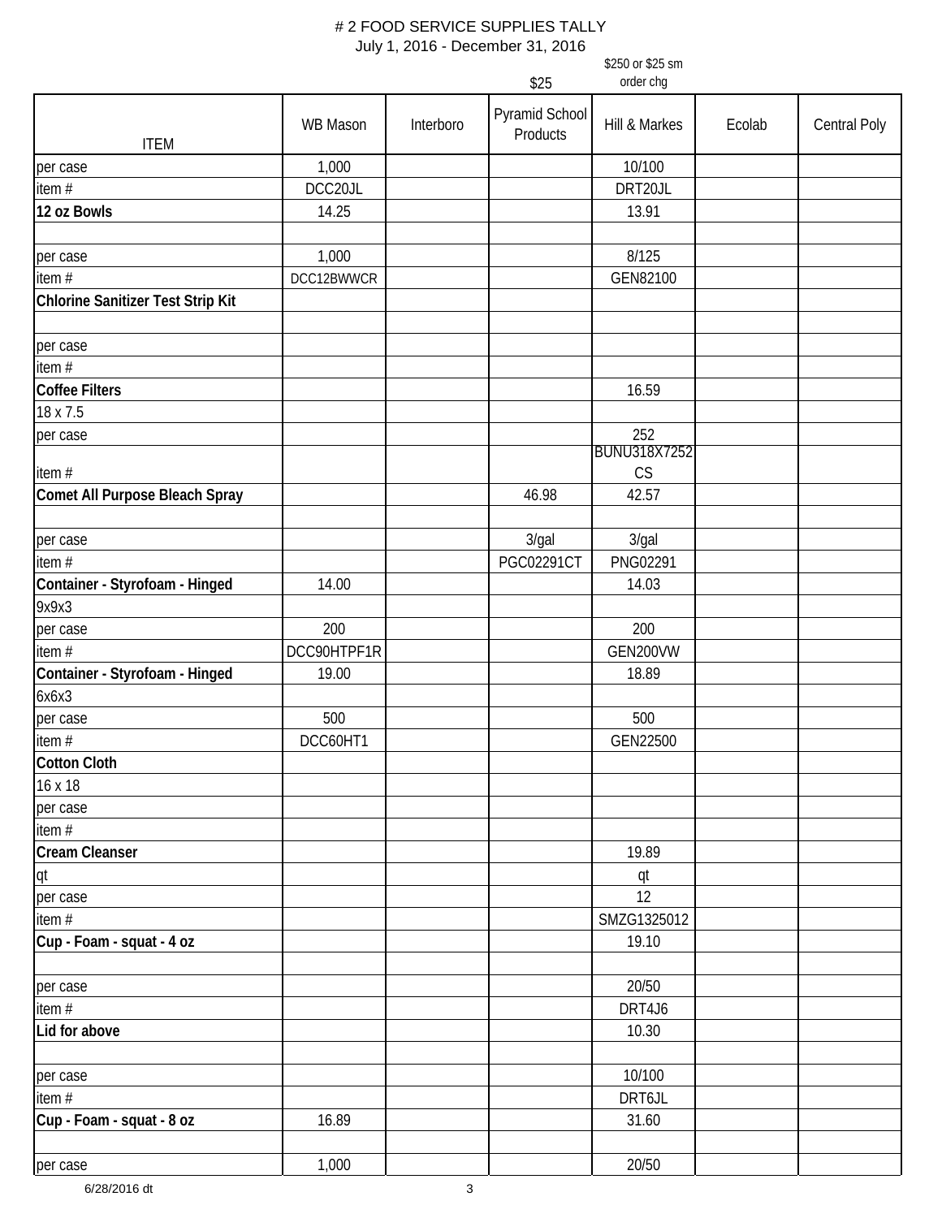# # 2 FOOD SERVICE SUPPLIES TALLY

July 1, 2016 - December 31, 2016

| ITEM | WB Mason | Interboro | Pyramid School Products ($25) | Hill & Markes ($250 or $25 sm order chg) | Ecolab | Central Poly |
|---|---|---|---|---|---|---|
| per case | 1,000 | | | 10/100 | | |
| item # | DCC20JL | | | DRT20JL | | |
| **12 oz Bowls** | 14.25 | | | 13.91 | | |
| | | | | | | |
| per case | 1,000 | | | 8/125 | | |
| item # | DCC12BWWCR | | | GEN82100 | | |
| **Chlorine Sanitizer Test Strip Kit** | | | | | | |
| | | | | | | |
| per case | | | | | | |
| item # | | | | | | |
| **Coffee Filters** | | | | 16.59 | | |
| 18 x 7.5 | | | | | | |
| per case | | | | 252 | | |
| item # | | | | BUNU318X7252 CS | | |
| **Comet All Purpose Bleach Spray** | | | 46.98 | 42.57 | | |
| | | | | | | |
| per case | | | 3/gal | 3/gal | | |
| item # | | | PGC02291CT | PNG02291 | | |
| **Container - Styrofoam - Hinged** | 14.00 | | | 14.03 | | |
| 9x9x3 | | | | | | |
| per case | 200 | | | 200 | | |
| item # | DCC90HTPF1R | | | GEN200VW | | |
| **Container - Styrofoam - Hinged** | 19.00 | | | 18.89 | | |
| 6x6x3 | | | | | | |
| per case | 500 | | | 500 | | |
| item # | DCC60HT1 | | | GEN22500 | | |
| **Cotton Cloth** | | | | | | |
| 16 x 18 | | | | | | |
| per case | | | | | | |
| item # | | | | | | |
| **Cream Cleanser** | | | | 19.89 | | |
| qt | | | | qt | | |
| per case | | | | 12 | | |
| item # | | | | SMZG1325012 | | |
| **Cup - Foam - squat - 4 oz** | | | | 19.10 | | |
| | | | | | | |
| per case | | | | 20/50 | | |
| item # | | | | DRT4J6 | | |
| **Lid for above** | | | | 10.30 | | |
| | | | | | | |
| per case | | | | 10/100 | | |
| item # | | | | DRT6JL | | |
| **Cup - Foam - squat - 8 oz** | 16.89 | | | 31.60 | | |
| | | | | | | |
| per case | 1,000 | | | 20/50 | | |

6/28/2016 dt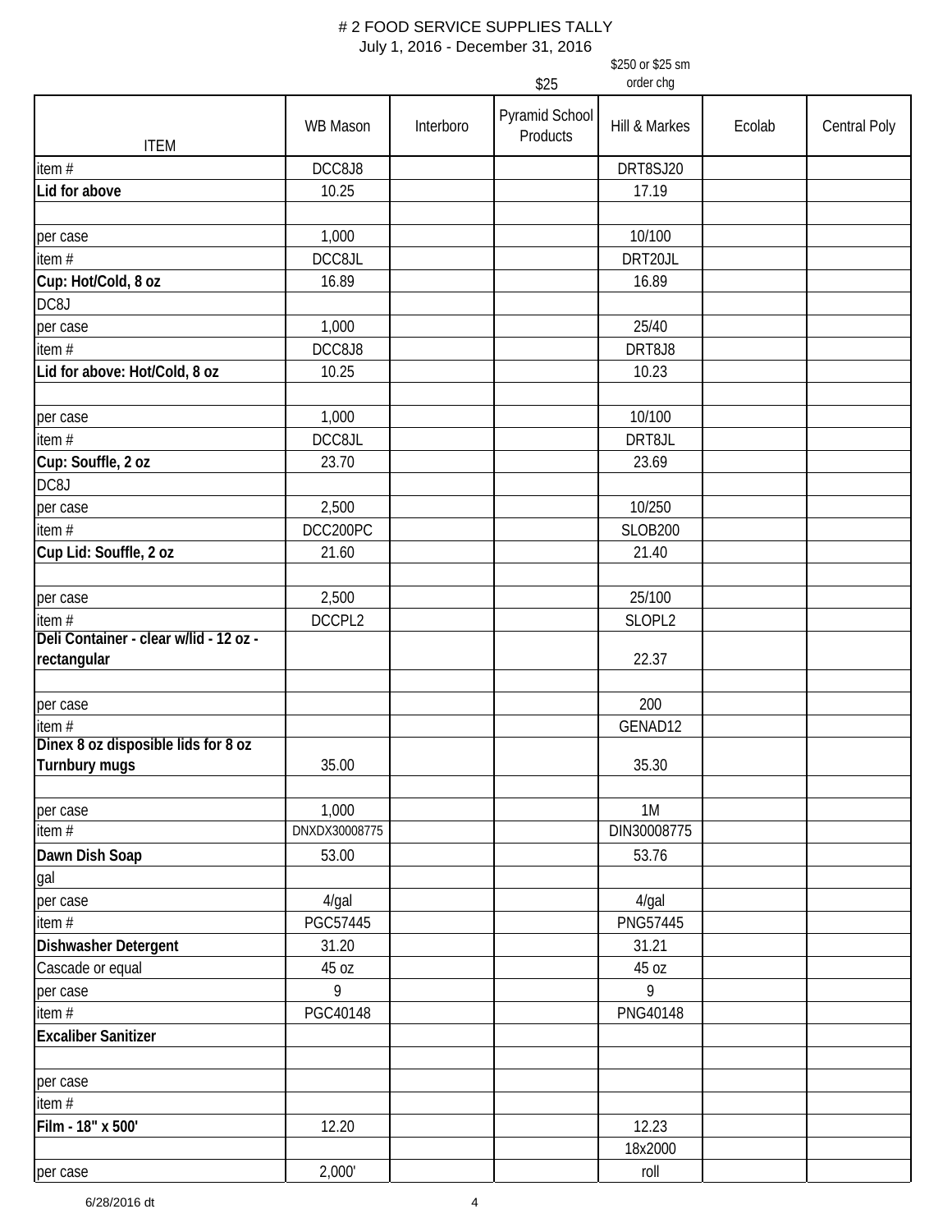# 2 FOOD SERVICE SUPPLIES TALLY

July 1, 2016 - December 31, 2016

| ITEM | WB Mason | Interboro | Pyramid School Products | Hill & Markes | Ecolab | Central Poly |
|---|---|---|---|---|---|---|
| | | | $25 | $250 or $25 sm order chg | | |
| item # | DCC8J8 | | | DRT8SJ20 | | |
| **Lid for above** | 10.25 | | | 17.19 | | |
| | | | | | | |
| per case | 1,000 | | | 10/100 | | |
| item # | DCC8JL | | | DRT20JL | | |
| **Cup: Hot/Cold, 8 oz** | 16.89 | | | 16.89 | | |
| DC8J | | | | | | |
| per case | 1,000 | | | 25/40 | | |
| item # | DCC8J8 | | | DRT8J8 | | |
| **Lid for above: Hot/Cold, 8 oz** | 10.25 | | | 10.23 | | |
| | | | | | | |
| per case | 1,000 | | | 10/100 | | |
| item # | DCC8JL | | | DRT8JL | | |
| **Cup: Souffle, 2 oz** | 23.70 | | | 23.69 | | |
| DC8J | | | | | | |
| per case | 2,500 | | | 10/250 | | |
| item # | DCC200PC | | | SLOB200 | | |
| **Cup Lid: Souffle, 2 oz** | 21.60 | | | 21.40 | | |
| | | | | | | |
| per case | 2,500 | | | 25/100 | | |
| item # | DCCPL2 | | | SLOPL2 | | |
| **Deli Container - clear w/lid - 12 oz - rectangular** | | | | 22.37 | | |
| | | | | | | |
| per case | | | | 200 | | |
| item # | | | | GENAD12 | | |
| **Dinex 8 oz disposible lids for 8 oz Turnbury mugs** | 35.00 | | | 35.30 | | |
| | | | | | | |
| per case | 1,000 | | | 1M | | |
| item # | DNXDX30008775 | | | DIN30008775 | | |
| **Dawn Dish Soap** | 53.00 | | | 53.76 | | |
| gal | | | | | | |
| per case | 4/gal | | | 4/gal | | |
| item # | PGC57445 | | | PNG57445 | | |
| **Dishwasher Detergent** | 31.20 | | | 31.21 | | |
| Cascade or equal | 45 oz | | | 45 oz | | |
| per case | 9 | | | 9 | | |
| item # | PGC40148 | | | PNG40148 | | |
| **Excaliber Sanitizer** | | | | | | |
| | | | | | | |
| per case | | | | | | |
| item # | | | | | | |
| **Film - 18" x 500'** | 12.20 | | | 12.23 | | |
| | | | | 18x2000 | | |
| per case | 2,000' | | | roll | | |

6/28/2016 dt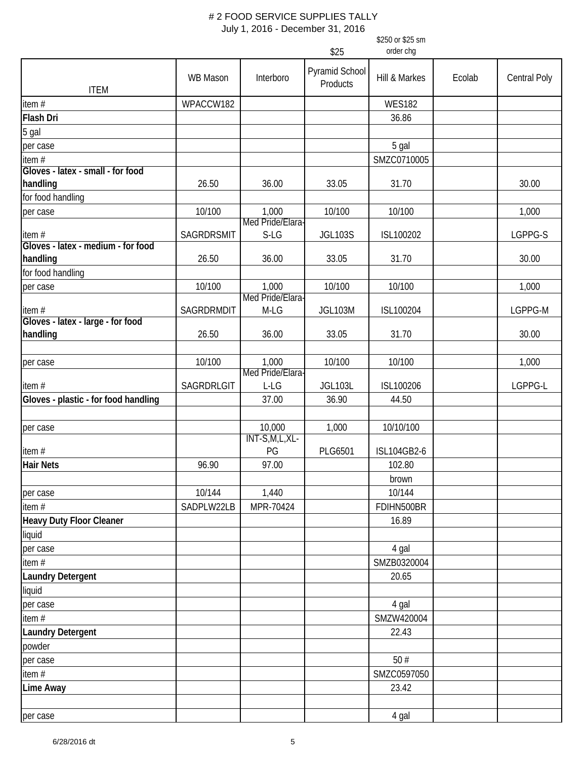# # 2 FOOD SERVICE SUPPLIES TALLY

July 1, 2016 - December 31, 2016

| ITEM | WB Mason | Interboro | Pyramid School Products ($25) | Hill & Markes ($250 or $25 sm order chg) | Ecolab | Central Poly |
|---|---|---|---|---|---|---|
| item # | WPACCW182 | | | WES182 | | |
| **Flash Dri** | | | | 36.86 | | |
| 5 gal | | | | | | |
| per case | | | | 5 gal | | |
| item # | | | | SMZC0710005 | | |
| **Gloves - latex - small - for food handling** | 26.50 | 36.00 | 33.05 | 31.70 | | 30.00 |
| for food handling | | | | | | |
| per case | 10/100 | 1,000 | 10/100 | 10/100 | | 1,000 |
| item # | SAGRDRSMIT | Med Pride/Elara-S-LG | JGL103S | ISL100202 | | LGPPG-S |
| **Gloves - latex - medium - for food handling** | 26.50 | 36.00 | 33.05 | 31.70 | | 30.00 |
| for food handling | | | | | | |
| per case | 10/100 | 1,000 | 10/100 | 10/100 | | 1,000 |
| item # | SAGRDRMDIT | Med Pride/Elara-M-LG | JGL103M | ISL100204 | | LGPPG-M |
| **Gloves - latex - large - for food handling** | 26.50 | 36.00 | 33.05 | 31.70 | | 30.00 |
| | | | | | | |
| per case | 10/100 | 1,000 | 10/100 | 10/100 | | 1,000 |
| item # | SAGRDRLGIT | Med Pride/Elara-L-LG | JGL103L | ISL100206 | | LGPPG-L |
| **Gloves - plastic - for food handling** | | 37.00 | 36.90 | 44.50 | | |
| | | | | | | |
| per case | | 10,000 | 1,000 | 10/10/100 | | |
| item # | | INT-S,M,L,XL-PG | PLG6501 | ISL104GB2-6 | | |
| **Hair Nets** | 96.90 | 97.00 | | 102.80 | | |
| | | | | brown | | |
| per case | 10/144 | 1,440 | | 10/144 | | |
| item # | SADPLW22LB | MPR-70424 | | FDIHN500BR | | |
| **Heavy Duty Floor Cleaner** | | | | 16.89 | | |
| liquid | | | | | | |
| per case | | | | 4 gal | | |
| item # | | | | SMZB0320004 | | |
| **Laundry Detergent** | | | | 20.65 | | |
| liquid | | | | | | |
| per case | | | | 4 gal | | |
| item # | | | | SMZW420004 | | |
| **Laundry Detergent** | | | | 22.43 | | |
| powder | | | | | | |
| per case | | | | 50 # | | |
| item # | | | | SMZC0597050 | | |
| **Lime Away** | | | | 23.42 | | |
| | | | | | | |
| per case | | | | 4 gal | | |

6/28/2016 dt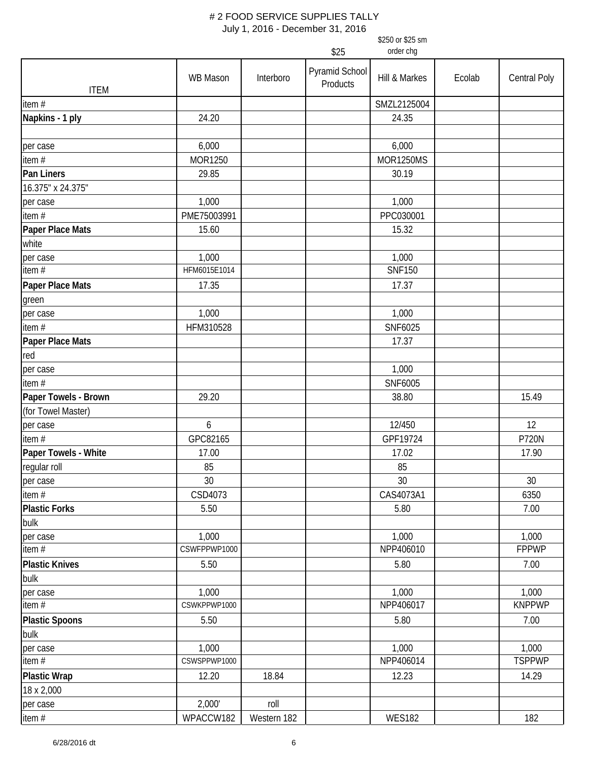# # 2 FOOD SERVICE SUPPLIES TALLY

July 1, 2016 - December 31, 2016

| ITEM | WB Mason | Interboro | Pyramid School Products<br>$25 | Hill & Markes<br>$250 or $25 sm order chg | Ecolab | Central Poly |
|---|---|---|---|---|---|---|
| item # | | | | SMZL2125004 | | |
| **Napkins - 1 ply** | 24.20 | | | 24.35 | | |
| | | | | | | |
| per case | 6,000 | | | 6,000 | | |
| item # | MOR1250 | | | MOR1250MS | | |
| **Pan Liners** | 29.85 | | | 30.19 | | |
| 16.375" x 24.375" | | | | | | |
| per case | 1,000 | | | 1,000 | | |
| item # | PME75003991 | | | PPC030001 | | |
| **Paper Place Mats** | 15.60 | | | 15.32 | | |
| white | | | | | | |
| per case | 1,000 | | | 1,000 | | |
| item # | HFM6015E1014 | | | SNF150 | | |
| **Paper Place Mats** | 17.35 | | | 17.37 | | |
| green | | | | | | |
| per case | 1,000 | | | 1,000 | | |
| item # | HFM310528 | | | SNF6025 | | |
| **Paper Place Mats** | | | | 17.37 | | |
| red | | | | | | |
| per case | | | | 1,000 | | |
| item # | | | | SNF6005 | | |
| **Paper Towels - Brown** | 29.20 | | | 38.80 | | 15.49 |
| (for Towel Master) | | | | | | |
| per case | 6 | | | 12/450 | | 12 |
| item # | GPC82165 | | | GPF19724 | | P720N |
| **Paper Towels - White** | 17.00 | | | 17.02 | | 17.90 |
| regular roll | 85 | | | 85 | | |
| per case | 30 | | | 30 | | 30 |
| item # | CSD4073 | | | CAS4073A1 | | 6350 |
| **Plastic Forks** | 5.50 | | | 5.80 | | 7.00 |
| bulk | | | | | | |
| per case | 1,000 | | | 1,000 | | 1,000 |
| item # | CSWFPPWP1000 | | | NPP406010 | | FPPWP |
| **Plastic Knives** | 5.50 | | | 5.80 | | 7.00 |
| bulk | | | | | | |
| per case | 1,000 | | | 1,000 | | 1,000 |
| item # | CSWKPPWP1000 | | | NPP406017 | | KNPPWP |
| **Plastic Spoons** | 5.50 | | | 5.80 | | 7.00 |
| bulk | | | | | | |
| per case | 1,000 | | | 1,000 | | 1,000 |
| item # | CSWSPPWP1000 | | | NPP406014 | | TSPPWP |
| **Plastic Wrap** | 12.20 | 18.84 | | 12.23 | | 14.29 |
| 18 x 2,000 | | | | | | |
| per case | 2,000' | roll | | | | |
| item # | WPACCW182 | Western 182 | | WES182 | | 182 |

6/28/2016 dt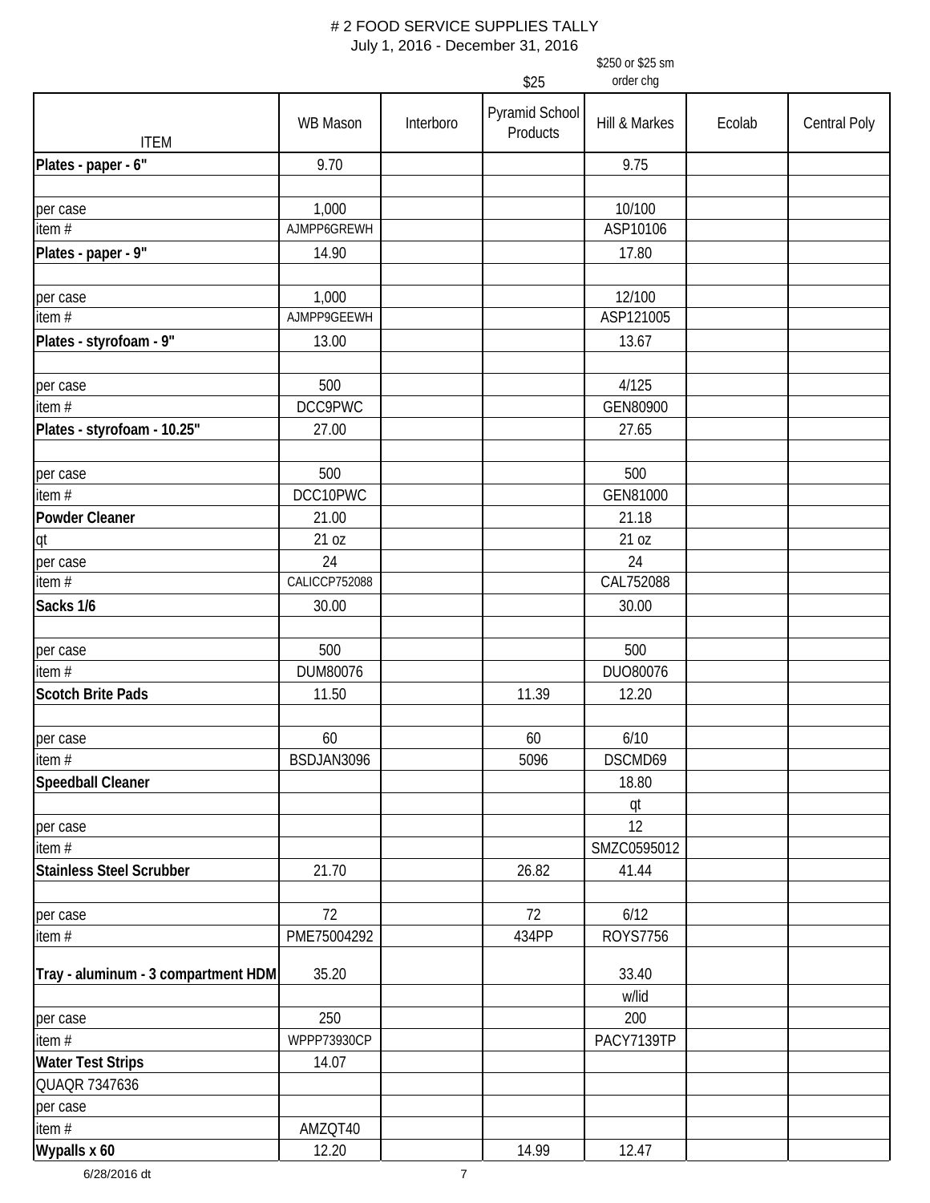# 2 FOOD SERVICE SUPPLIES TALLY

July 1, 2016 - December 31, 2016

| ITEM | WB Mason | Interboro | Pyramid School Products ($25) | Hill & Markes ($250 or $25 sm order chg) | Ecolab | Central Poly |
|---|---|---|---|---|---|---|
| **Plates - paper - 6"** | 9.70 | | | 9.75 | | |
| | | | | | | |
| per case | 1,000 | | | 10/100 | | |
| item # | AJMPP6GREWH | | | ASP10106 | | |
| **Plates - paper - 9"** | 14.90 | | | 17.80 | | |
| | | | | | | |
| per case | 1,000 | | | 12/100 | | |
| item # | AJMPP9GEEWH | | | ASP121005 | | |
| **Plates - styrofoam - 9"** | 13.00 | | | 13.67 | | |
| | | | | | | |
| per case | 500 | | | 4/125 | | |
| item # | DCC9PWC | | | GEN80900 | | |
| **Plates - styrofoam - 10.25"** | 27.00 | | | 27.65 | | |
| | | | | | | |
| per case | 500 | | | 500 | | |
| item # | DCC10PWC | | | GEN81000 | | |
| **Powder Cleaner** | 21.00 | | | 21.18 | | |
| qt | 21 oz | | | 21 oz | | |
| per case | 24 | | | 24 | | |
| item # | CALICCP752088 | | | CAL752088 | | |
| **Sacks 1/6** | 30.00 | | | 30.00 | | |
| | | | | | | |
| per case | 500 | | | 500 | | |
| item # | DUM80076 | | | DUO80076 | | |
| **Scotch Brite Pads** | 11.50 | | 11.39 | 12.20 | | |
| | | | | | | |
| per case | 60 | | 60 | 6/10 | | |
| item # | BSDJAN3096 | | 5096 | DSCMD69 | | |
| **Speedball Cleaner** | | | | 18.80 | | |
| | | | | qt | | |
| per case | | | | 12 | | |
| item # | | | | SMZC0595012 | | |
| **Stainless Steel Scrubber** | 21.70 | | 26.82 | 41.44 | | |
| | | | | | | |
| per case | 72 | | 72 | 6/12 | | |
| item # | PME75004292 | | 434PP | ROYS7756 | | |
| **Tray - aluminum - 3 compartment HDM** | 35.20 | | | 33.40 | | |
| | | | | w/lid | | |
| per case | 250 | | | 200 | | |
| item # | WPPP73930CP | | | PACY7139TP | | |
| **Water Test Strips** | 14.07 | | | | | |
| QUAQR 7347636 | | | | | | |
| per case | | | | | | |
| item # | AMZQT40 | | | | | |
| **Wypalls x 60** | 12.20 | | 14.99 | 12.47 | | |

6/28/2016 dt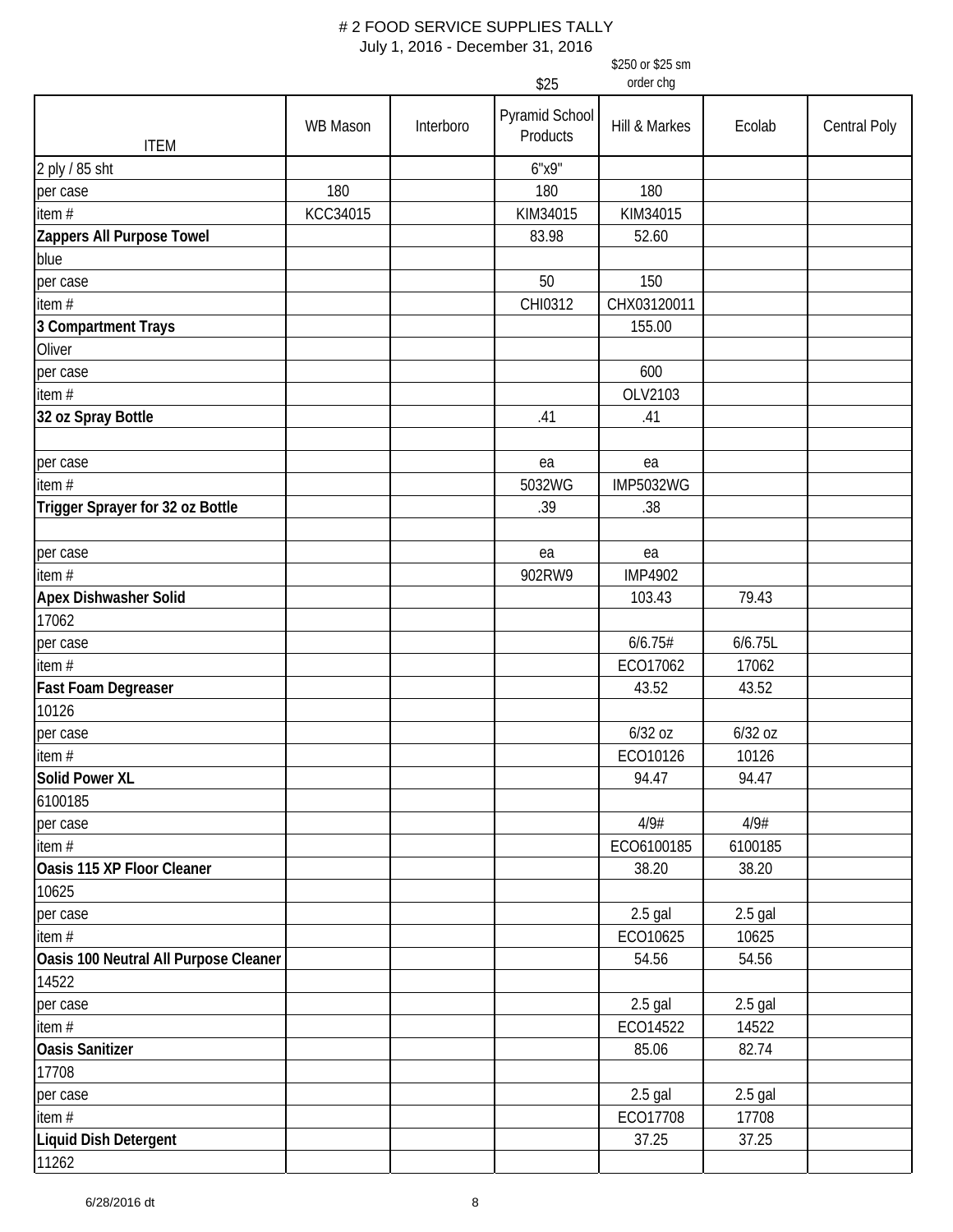# # 2 FOOD SERVICE SUPPLIES TALLY

July 1, 2016 - December 31, 2016

| ITEM | WB Mason | Interboro | Pyramid School Products ($25) | Hill & Markes ($250 or $25 sm order chg) | Ecolab | Central Poly |
|---|---|---|---|---|---|---|
| 2 ply / 85 sht | | | 6"x9" | | | |
| per case | 180 | | 180 | 180 | | |
| item # | KCC34015 | | KIM34015 | KIM34015 | | |
| **Zappers All Purpose Towel** | | | 83.98 | 52.60 | | |
| blue | | | | | | |
| per case | | | 50 | 150 | | |
| item # | | | CHI0312 | CHX03120011 | | |
| **3 Compartment Trays** | | | | 155.00 | | |
| Oliver | | | | | | |
| per case | | | | 600 | | |
| item # | | | | OLV2103 | | |
| **32 oz Spray Bottle** | | | .41 | .41 | | |
| | | | | | | |
| per case | | | ea | ea | | |
| item # | | | 5032WG | IMP5032WG | | |
| **Trigger Sprayer for 32 oz Bottle** | | | .39 | .38 | | |
| | | | | | | |
| per case | | | ea | ea | | |
| item # | | | 902RW9 | IMP4902 | | |
| **Apex Dishwasher Solid** | | | | 103.43 | 79.43 | |
| 17062 | | | | | | |
| per case | | | | 6/6.75# | 6/6.75L | |
| item # | | | | ECO17062 | 17062 | |
| **Fast Foam Degreaser** | | | | 43.52 | 43.52 | |
| 10126 | | | | | | |
| per case | | | | 6/32 oz | 6/32 oz | |
| item # | | | | ECO10126 | 10126 | |
| **Solid Power XL** | | | | 94.47 | 94.47 | |
| 6100185 | | | | | | |
| per case | | | | 4/9# | 4/9# | |
| item # | | | | ECO6100185 | 6100185 | |
| **Oasis 115 XP Floor Cleaner** | | | | 38.20 | 38.20 | |
| 10625 | | | | | | |
| per case | | | | 2.5 gal | 2.5 gal | |
| item # | | | | ECO10625 | 10625 | |
| **Oasis 100 Neutral All Purpose Cleaner** | | | | 54.56 | 54.56 | |
| 14522 | | | | | | |
| per case | | | | 2.5 gal | 2.5 gal | |
| item # | | | | ECO14522 | 14522 | |
| **Oasis Sanitizer** | | | | 85.06 | 82.74 | |
| 17708 | | | | | | |
| per case | | | | 2.5 gal | 2.5 gal | |
| item # | | | | ECO17708 | 17708 | |
| **Liquid Dish Detergent** | | | | 37.25 | 37.25 | |
| 11262 | | | | | | |

6/28/2016 dt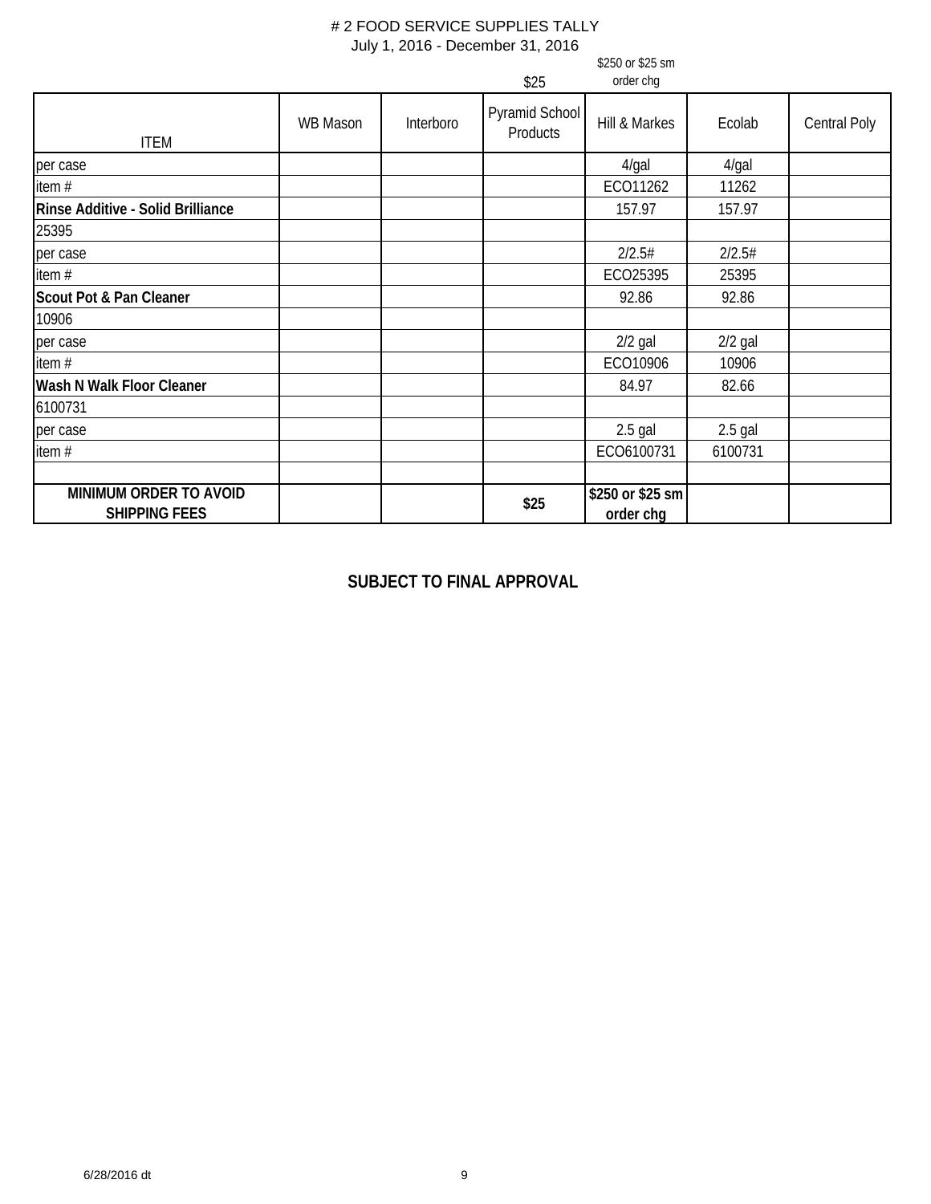# 2 FOOD SERVICE SUPPLIES TALLY

July 1, 2016 - December 31, 2016

| ITEM | WB Mason | Interboro | Pyramid School Products | Hill & Markes | Ecolab | Central Poly |
|---|---|---|---|---|---|---|
| | | | $25 | $250 or $25 sm order chg | | |
| per case | | | | 4/gal | 4/gal | |
| item # | | | | ECO11262 | 11262 | |
| **Rinse Additive - Solid Brilliance** | | | | 157.97 | 157.97 | |
| 25395 | | | | | | |
| per case | | | | 2/2.5# | 2/2.5# | |
| item # | | | | ECO25395 | 25395 | |
| **Scout Pot & Pan Cleaner** | | | | 92.86 | 92.86 | |
| 10906 | | | | | | |
| per case | | | | 2/2 gal | 2/2 gal | |
| item # | | | | ECO10906 | 10906 | |
| **Wash N Walk Floor Cleaner** | | | | 84.97 | 82.66 | |
| 6100731 | | | | | | |
| per case | | | | 2.5 gal | 2.5 gal | |
| item # | | | | ECO6100731 | 6100731 | |
| | | | | | | |
| **MINIMUM ORDER TO AVOID SHIPPING FEES** | | | **$25** | **$250 or $25 sm order chg** | | |

**SUBJECT TO FINAL APPROVAL**

6/28/2016 dt